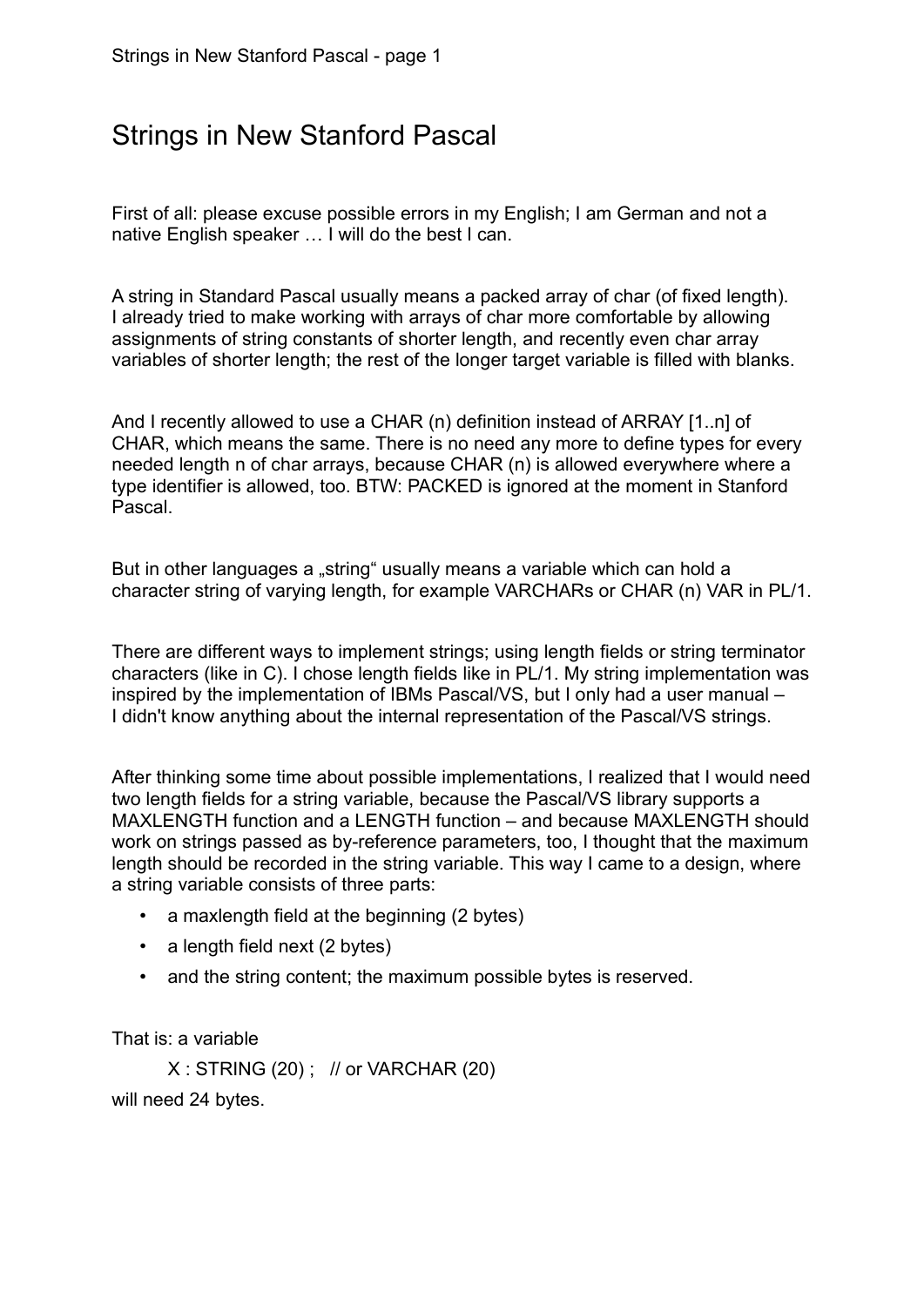# Strings in New Stanford Pascal

First of all: please excuse possible errors in my English; I am German and not a native English speaker … I will do the best I can.

A string in Standard Pascal usually means a packed array of char (of fixed length). I already tried to make working with arrays of char more comfortable by allowing assignments of string constants of shorter length, and recently even char array variables of shorter length; the rest of the longer target variable is filled with blanks.

And I recently allowed to use a CHAR (n) definition instead of ARRAY [1..n] of CHAR, which means the same. There is no need any more to define types for every needed length n of char arrays, because CHAR (n) is allowed everywhere where a type identifier is allowed, too. BTW: PACKED is ignored at the moment in Stanford Pascal.

But in other languages a „string" usually means a variable which can hold a character string of varying length, for example VARCHARs or CHAR (n) VAR in PL/1.

There are different ways to implement strings; using length fields or string terminator characters (like in C). I chose length fields like in PL/1. My string implementation was inspired by the implementation of IBMs Pascal/VS, but I only had a user manual – I didn't know anything about the internal representation of the Pascal/VS strings.

After thinking some time about possible implementations, I realized that I would need two length fields for a string variable, because the Pascal/VS library supports a MAXLENGTH function and a LENGTH function – and because MAXLENGTH should work on strings passed as by-reference parameters, too, I thought that the maximum length should be recorded in the string variable. This way I came to a design, where a string variable consists of three parts:

- a maxlength field at the beginning (2 bytes)
- a length field next (2 bytes)
- and the string content; the maximum possible bytes is reserved.

That is: a variable

```
X : STRING (20) ;   // or VARCHAR (20)
```

will need 24 bytes.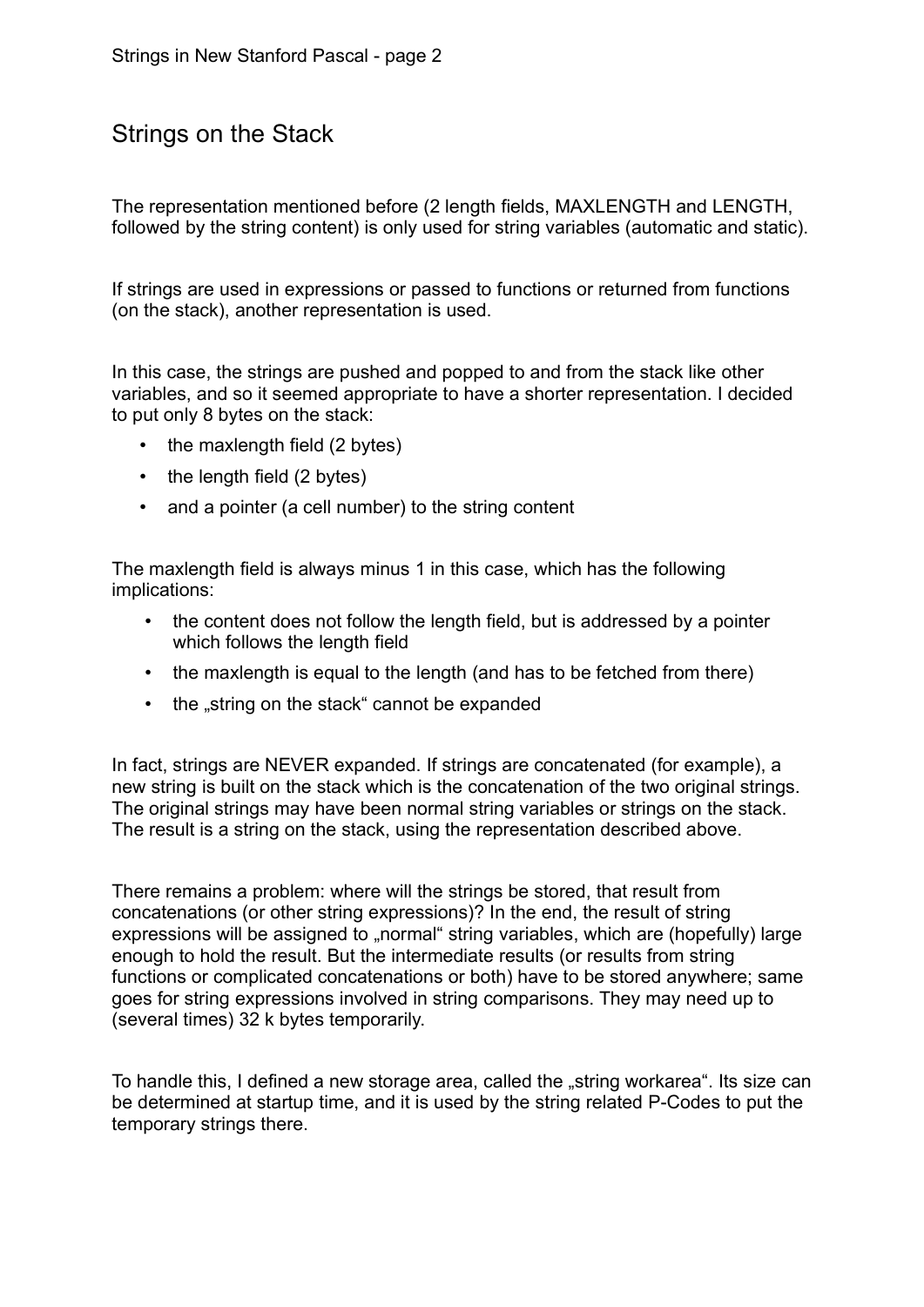## Strings on the Stack

The representation mentioned before (2 length fields, MAXLENGTH and LENGTH, followed by the string content) is only used for string variables (automatic and static).

If strings are used in expressions or passed to functions or returned from functions (on the stack), another representation is used.

In this case, the strings are pushed and popped to and from the stack like other variables, and so it seemed appropriate to have a shorter representation. I decided to put only 8 bytes on the stack:

- the maxlength field (2 bytes)
- the length field (2 bytes)
- and a pointer (a cell number) to the string content

The maxlength field is always minus 1 in this case, which has the following implications:

- the content does not follow the length field, but is addressed by a pointer which follows the length field
- the maxlength is equal to the length (and has to be fetched from there)
- the „string on the stack" cannot be expanded

In fact, strings are NEVER expanded. If strings are concatenated (for example), a new string is built on the stack which is the concatenation of the two original strings. The original strings may have been normal string variables or strings on the stack. The result is a string on the stack, using the representation described above.

There remains a problem: where will the strings be stored, that result from concatenations (or other string expressions)? In the end, the result of string expressions will be assigned to „normal" string variables, which are (hopefully) large enough to hold the result. But the intermediate results (or results from string functions or complicated concatenations or both) have to be stored anywhere; same goes for string expressions involved in string comparisons. They may need up to (several times) 32 k bytes temporarily.

To handle this, I defined a new storage area, called the „string workarea". Its size can be determined at startup time, and it is used by the string related P-Codes to put the temporary strings there.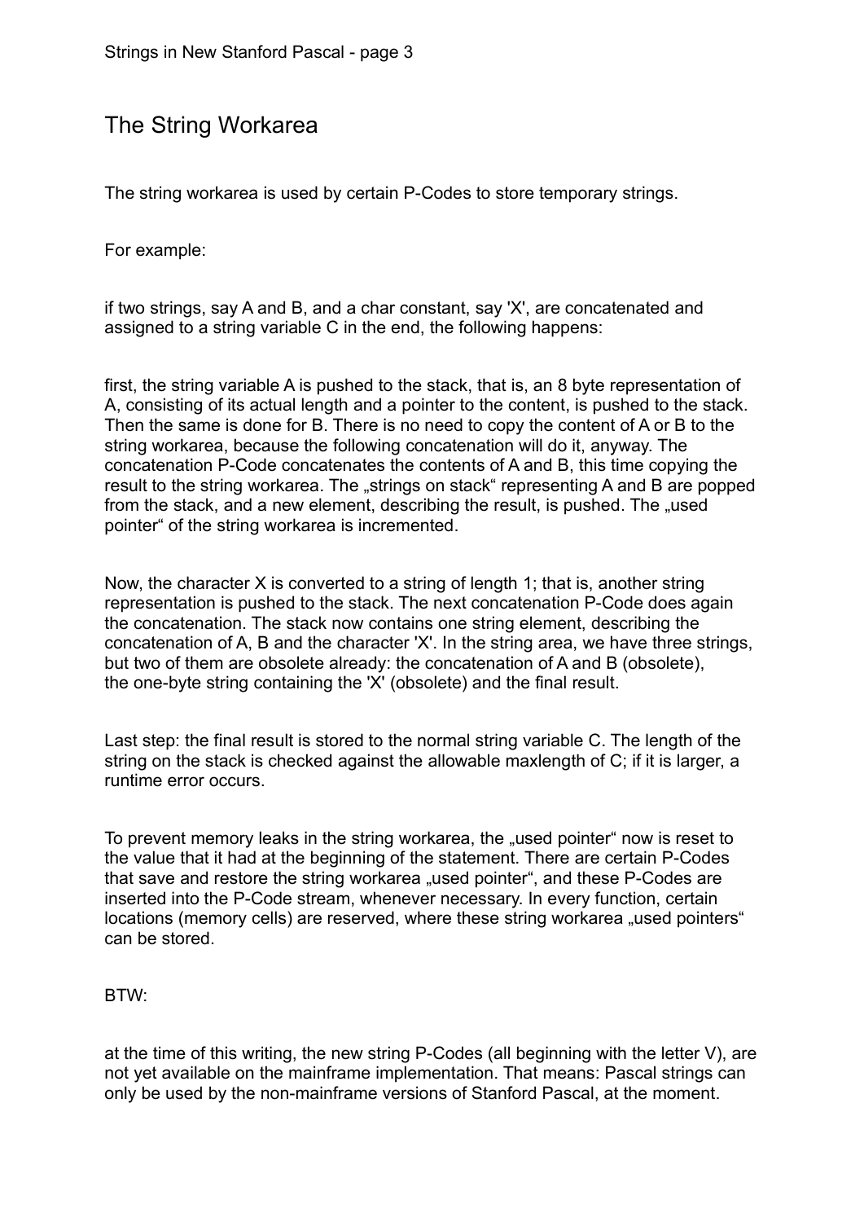# The String Workarea

The string workarea is used by certain P-Codes to store temporary strings.

For example:

if two strings, say A and B, and a char constant, say 'X', are concatenated and assigned to a string variable C in the end, the following happens:

first, the string variable A is pushed to the stack, that is, an 8 byte representation of A, consisting of its actual length and a pointer to the content, is pushed to the stack. Then the same is done for B. There is no need to copy the content of A or B to the string workarea, because the following concatenation will do it, anyway. The concatenation P-Code concatenates the contents of A and B, this time copying the result to the string workarea. The „strings on stack“ representing A and B are popped from the stack, and a new element, describing the result, is pushed. The „used pointer“ of the string workarea is incremented.

Now, the character X is converted to a string of length 1; that is, another string representation is pushed to the stack. The next concatenation P-Code does again the concatenation. The stack now contains one string element, describing the concatenation of A, B and the character 'X'. In the string area, we have three strings, but two of them are obsolete already: the concatenation of A and B (obsolete), the one-byte string containing the 'X' (obsolete) and the final result.

Last step: the final result is stored to the normal string variable C. The length of the string on the stack is checked against the allowable maxlength of C; if it is larger, a runtime error occurs.

To prevent memory leaks in the string workarea, the „used pointer“ now is reset to the value that it had at the beginning of the statement. There are certain P-Codes that save and restore the string workarea „used pointer“, and these P-Codes are inserted into the P-Code stream, whenever necessary. In every function, certain locations (memory cells) are reserved, where these string workarea „used pointers“ can be stored.

BTW:

at the time of this writing, the new string P-Codes (all beginning with the letter V), are not yet available on the mainframe implementation. That means: Pascal strings can only be used by the non-mainframe versions of Stanford Pascal, at the moment.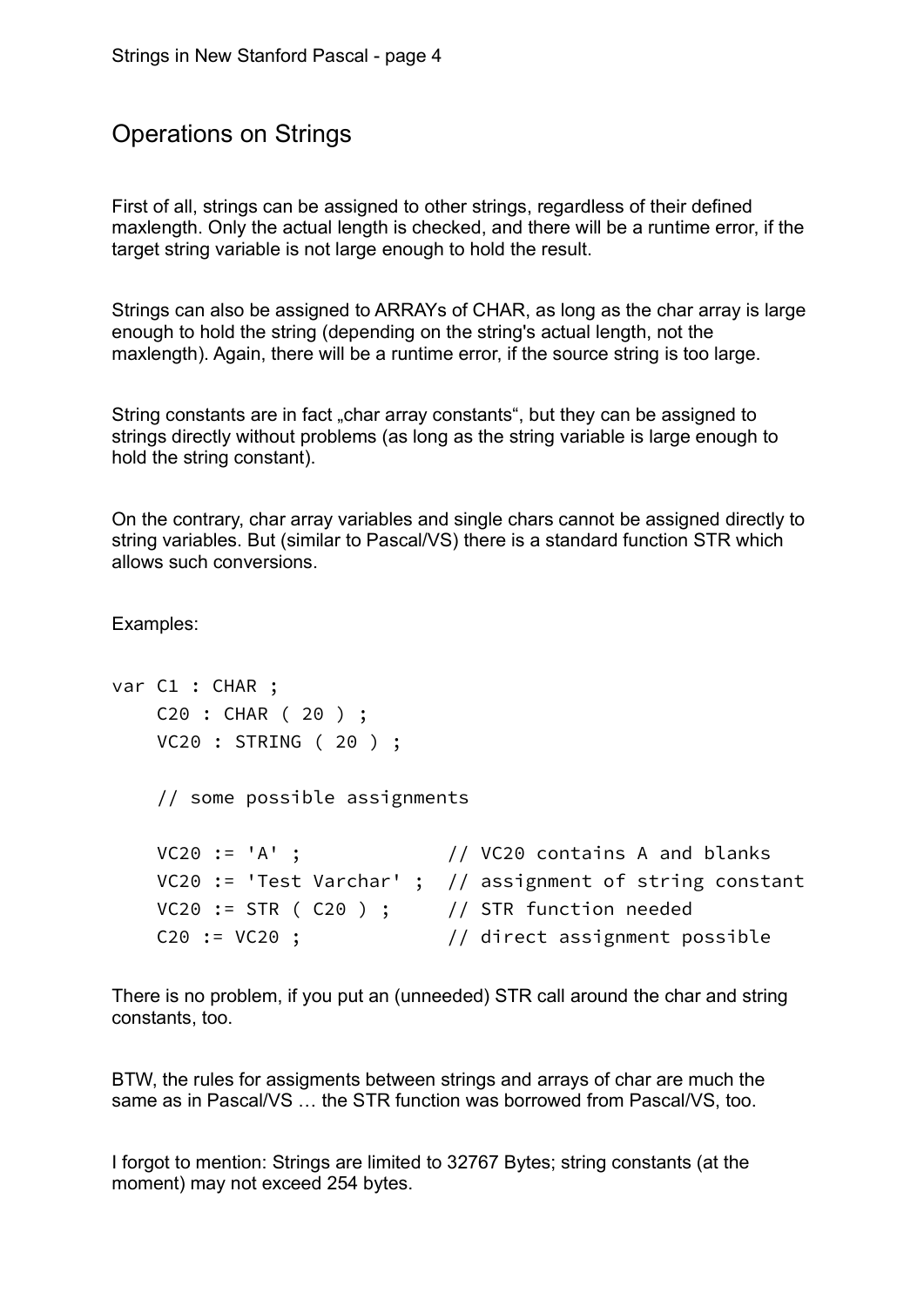## Operations on Strings

First of all, strings can be assigned to other strings, regardless of their defined maxlength. Only the actual length is checked, and there will be a runtime error, if the target string variable is not large enough to hold the result.

Strings can also be assigned to ARRAYs of CHAR, as long as the char array is large enough to hold the string (depending on the string's actual length, not the maxlength). Again, there will be a runtime error, if the source string is too large.

String constants are in fact „char array constants“, but they can be assigned to strings directly without problems (as long as the string variable is large enough to hold the string constant).

On the contrary, char array variables and single chars cannot be assigned directly to string variables. But (similar to Pascal/VS) there is a standard function STR which allows such conversions.

Examples:

```
var C1 : CHAR ;
    C20 : CHAR ( 20 ) ;
    VC20 : STRING ( 20 ) ;

    // some possible assignments

    VC20 := 'A' ;             // VC20 contains A and blanks
    VC20 := 'Test Varchar' ;  // assignment of string constant
    VC20 := STR ( C20 ) ;     // STR function needed
    C20 := VC20 ;             // direct assignment possible
```

There is no problem, if you put an (unneeded) STR call around the char and string constants, too.

BTW, the rules for assigments between strings and arrays of char are much the same as in Pascal/VS … the STR function was borrowed from Pascal/VS, too.

I forgot to mention: Strings are limited to 32767 Bytes; string constants (at the moment) may not exceed 254 bytes.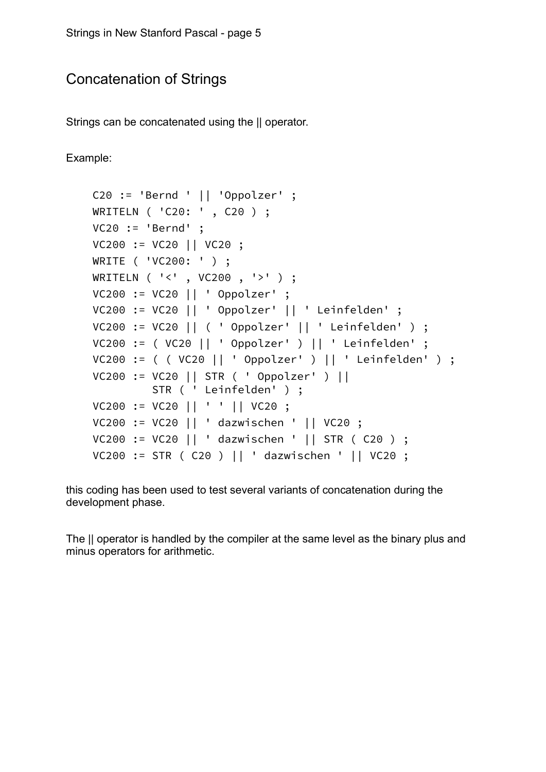## Concatenation of Strings

Strings can be concatenated using the || operator.

Example:

```
C20 := 'Bernd ' || 'Oppolzer' ;
WRITELN ( 'C20: ' , C20 ) ;
VC20 := 'Bernd' ;
VC200 := VC20 || VC20 ;
WRITE ( 'VC200: ' ) ;
WRITELN ( '<' , VC200 , '>' ) ;
VC200 := VC20 || ' Oppolzer' ;
VC200 := VC20 || ' Oppolzer' || ' Leinfelden' ;
VC200 := VC20 || ( ' Oppolzer' || ' Leinfelden' ) ;
VC200 := ( VC20 || ' Oppolzer' ) || ' Leinfelden' ;
VC200 := ( ( VC20 || ' Oppolzer' ) || ' Leinfelden' ) ;
VC200 := VC20 || STR ( ' Oppolzer' ) ||
         STR ( ' Leinfelden' ) ;
VC200 := VC20 || ' ' || VC20 ;
VC200 := VC20 || ' dazwischen ' || VC20 ;
VC200 := VC20 || ' dazwischen ' || STR ( C20 ) ;
VC200 := STR ( C20 ) || ' dazwischen ' || VC20 ;
```

this coding has been used to test several variants of concatenation during the development phase.

The || operator is handled by the compiler at the same level as the binary plus and minus operators for arithmetic.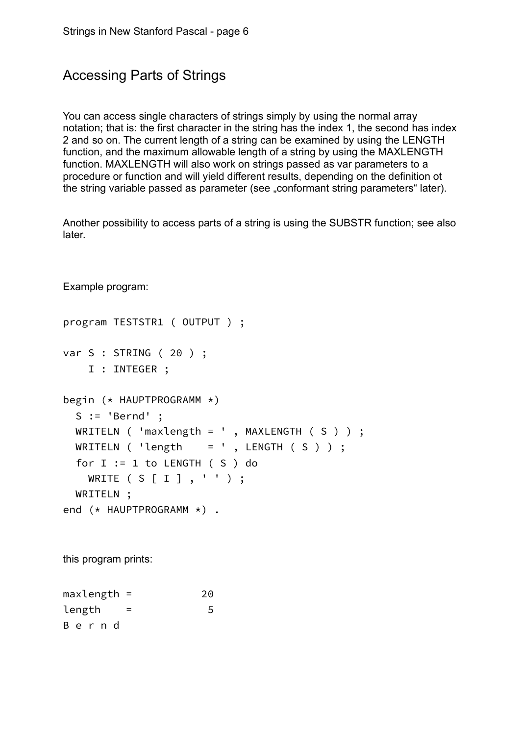## Accessing Parts of Strings

You can access single characters of strings simply by using the normal array notation; that is: the first character in the string has the index 1, the second has index 2 and so on. The current length of a string can be examined by using the LENGTH function, and the maximum allowable length of a string by using the MAXLENGTH function. MAXLENGTH will also work on strings passed as var parameters to a procedure or function and will yield different results, depending on the definition ot the string variable passed as parameter (see „conformant string parameters" later).

Another possibility to access parts of a string is using the SUBSTR function; see also later.

Example program:

```
program TESTSTR1 ( OUTPUT ) ;

var S : STRING ( 20 ) ;
    I : INTEGER ;

begin (* HAUPTPROGRAMM *)
  S := 'Bernd' ;
  WRITELN ( 'maxlength = ' , MAXLENGTH ( S ) ) ;
  WRITELN ( 'length    = ' , LENGTH ( S ) ) ;
  for I := 1 to LENGTH ( S ) do
    WRITE ( S [ I ] , ' ' ) ;
  WRITELN ;
end (* HAUPTPROGRAMM *) .
```

this program prints:

```
maxlength =          20
length    =           5
B e r n d
```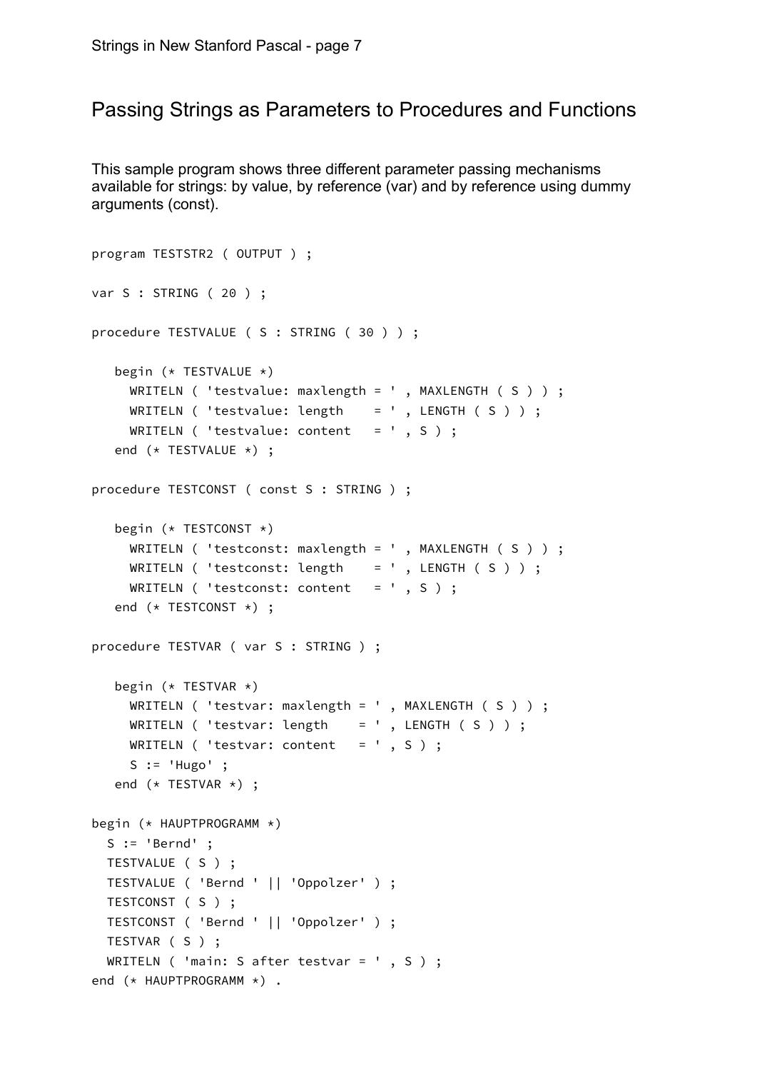## Passing Strings as Parameters to Procedures and Functions

This sample program shows three different parameter passing mechanisms available for strings: by value, by reference (var) and by reference using dummy arguments (const).

```
program TESTSTR2 ( OUTPUT ) ;

var S : STRING ( 20 ) ;

procedure TESTVALUE ( S : STRING ( 30 ) ) ;

   begin (* TESTVALUE *)
     WRITELN ( 'testvalue: maxlength = ' , MAXLENGTH ( S ) ) ;
     WRITELN ( 'testvalue: length    = ' , LENGTH ( S ) ) ;
     WRITELN ( 'testvalue: content   = ' , S ) ;
   end (* TESTVALUE *) ;

procedure TESTCONST ( const S : STRING ) ;

   begin (* TESTCONST *)
     WRITELN ( 'testconst: maxlength = ' , MAXLENGTH ( S ) ) ;
     WRITELN ( 'testconst: length    = ' , LENGTH ( S ) ) ;
     WRITELN ( 'testconst: content   = ' , S ) ;
   end (* TESTCONST *) ;

procedure TESTVAR ( var S : STRING ) ;

   begin (* TESTVAR *)
     WRITELN ( 'testvar: maxlength = ' , MAXLENGTH ( S ) ) ;
     WRITELN ( 'testvar: length    = ' , LENGTH ( S ) ) ;
     WRITELN ( 'testvar: content   = ' , S ) ;
     S := 'Hugo' ;
   end (* TESTVAR *) ;

begin (* HAUPTPROGRAMM *)
  S := 'Bernd' ;
  TESTVALUE ( S ) ;
  TESTVALUE ( 'Bernd ' || 'Oppolzer' ) ;
  TESTCONST ( S ) ;
  TESTCONST ( 'Bernd ' || 'Oppolzer' ) ;
  TESTVAR ( S ) ;
  WRITELN ( 'main: S after testvar = ' , S ) ;
end (* HAUPTPROGRAMM *) .
```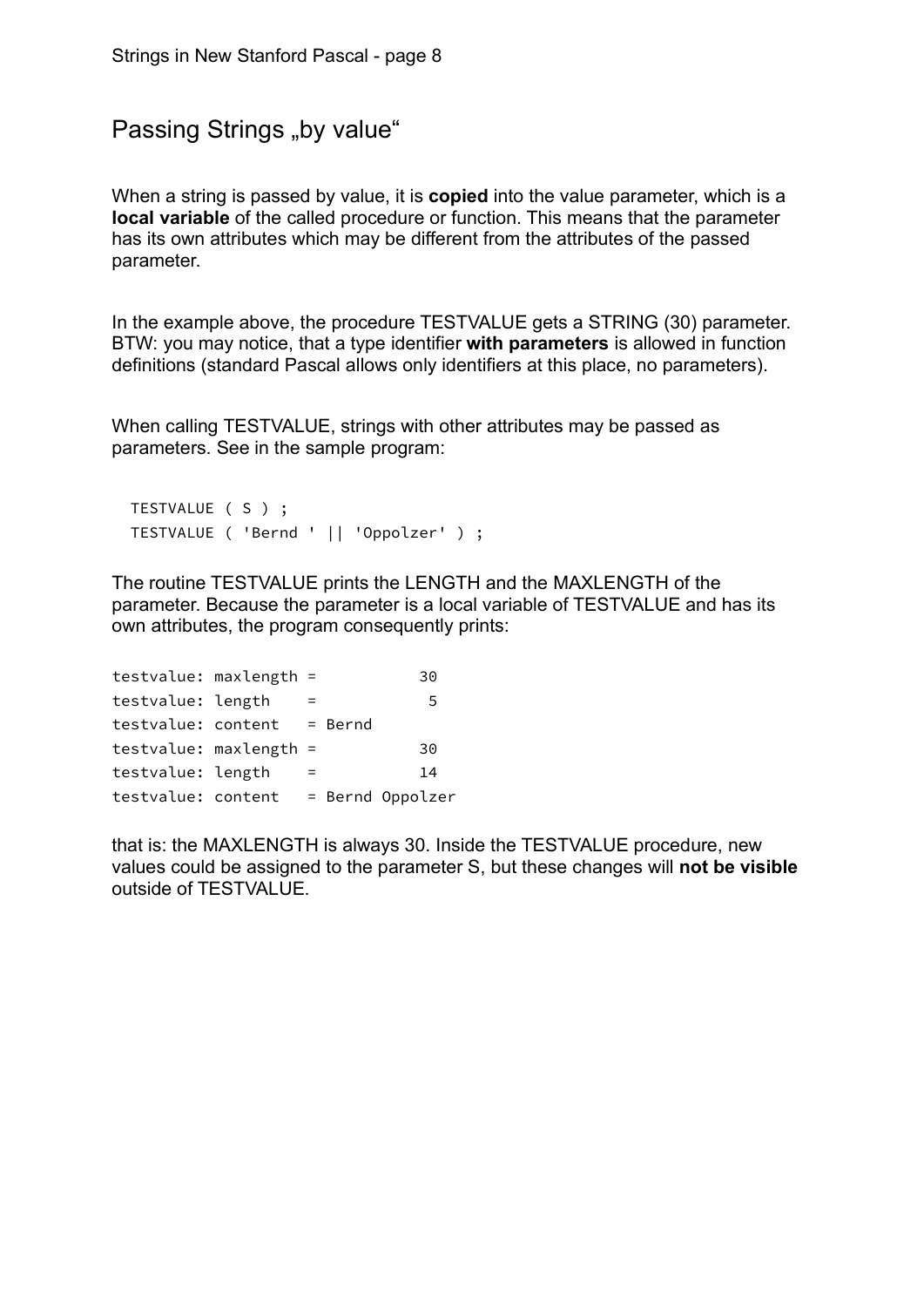## Passing Strings „by value“

When a string is passed by value, it is **copied** into the value parameter, which is a **local variable** of the called procedure or function. This means that the parameter has its own attributes which may be different from the attributes of the passed parameter.

In the example above, the procedure TESTVALUE gets a STRING (30) parameter. BTW: you may notice, that a type identifier **with parameters** is allowed in function definitions (standard Pascal allows only identifiers at this place, no parameters).

When calling TESTVALUE, strings with other attributes may be passed as parameters. See in the sample program:

```
TESTVALUE ( S ) ;
TESTVALUE ( 'Bernd ' || 'Oppolzer' ) ;
```

The routine TESTVALUE prints the LENGTH and the MAXLENGTH of the parameter. Because the parameter is a local variable of TESTVALUE and has its own attributes, the program consequently prints:

```
testvalue: maxlength =           30
testvalue: length    =            5
testvalue: content   = Bernd
testvalue: maxlength =           30
testvalue: length    =           14
testvalue: content   = Bernd Oppolzer
```

that is: the MAXLENGTH is always 30. Inside the TESTVALUE procedure, new values could be assigned to the parameter S, but these changes will **not be visible** outside of TESTVALUE.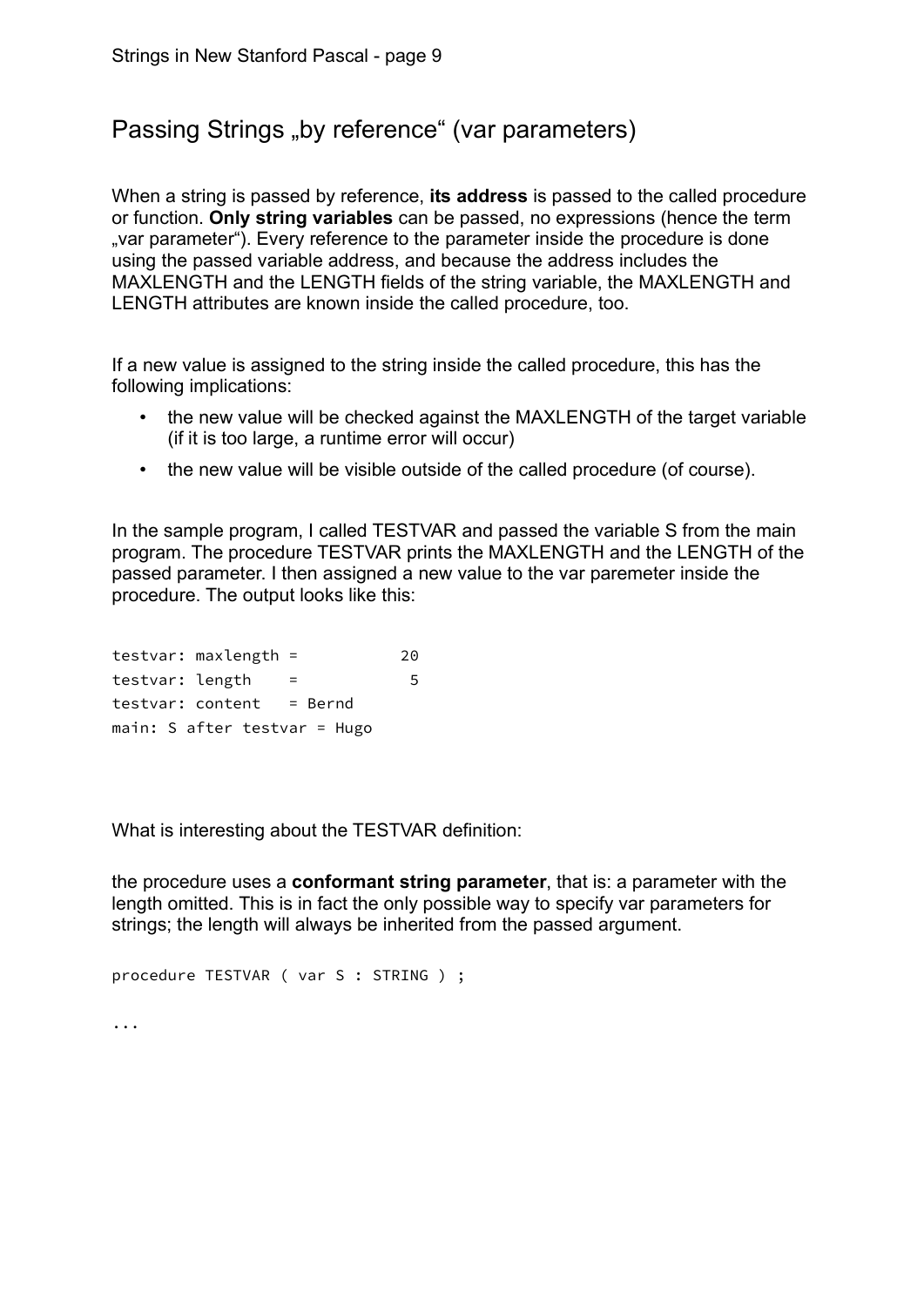## Passing Strings „by reference“ (var parameters)

When a string is passed by reference, **its address** is passed to the called procedure or function. **Only string variables** can be passed, no expressions (hence the term „var parameter“). Every reference to the parameter inside the procedure is done using the passed variable address, and because the address includes the MAXLENGTH and the LENGTH fields of the string variable, the MAXLENGTH and LENGTH attributes are known inside the called procedure, too.

If a new value is assigned to the string inside the called procedure, this has the following implications:

- the new value will be checked against the MAXLENGTH of the target variable (if it is too large, a runtime error will occur)
- the new value will be visible outside of the called procedure (of course).

In the sample program, I called TESTVAR and passed the variable S from the main program. The procedure TESTVAR prints the MAXLENGTH and the LENGTH of the passed parameter. I then assigned a new value to the var paremeter inside the procedure. The output looks like this:

```
testvar: maxlength =          20
testvar: length    =           5
testvar: content   = Bernd
main: S after testvar = Hugo
```

What is interesting about the TESTVAR definition:

the procedure uses a **conformant string parameter**, that is: a parameter with the length omitted. This is in fact the only possible way to specify var parameters for strings; the length will always be inherited from the passed argument.

```
procedure TESTVAR ( var S : STRING ) ;

...
```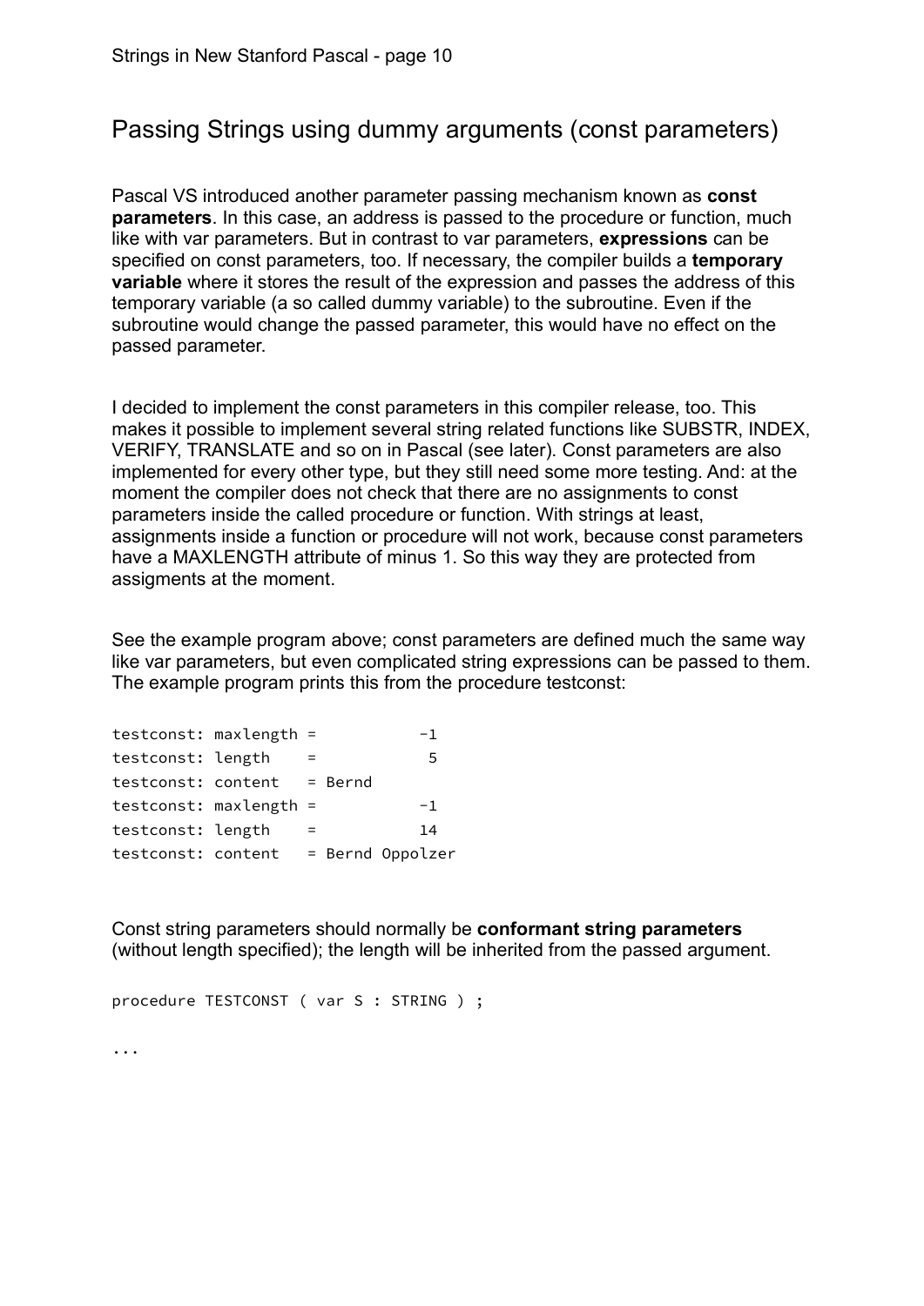## Passing Strings using dummy arguments (const parameters)

Pascal VS introduced another parameter passing mechanism known as **const parameters**. In this case, an address is passed to the procedure or function, much like with var parameters. But in contrast to var parameters, **expressions** can be specified on const parameters, too. If necessary, the compiler builds a **temporary variable** where it stores the result of the expression and passes the address of this temporary variable (a so called dummy variable) to the subroutine. Even if the subroutine would change the passed parameter, this would have no effect on the passed parameter.

I decided to implement the const parameters in this compiler release, too. This makes it possible to implement several string related functions like SUBSTR, INDEX, VERIFY, TRANSLATE and so on in Pascal (see later). Const parameters are also implemented for every other type, but they still need some more testing. And: at the moment the compiler does not check that there are no assignments to const parameters inside the called procedure or function. With strings at least, assignments inside a function or procedure will not work, because const parameters have a MAXLENGTH attribute of minus 1. So this way they are protected from assigments at the moment.

See the example program above; const parameters are defined much the same way like var parameters, but even complicated string expressions can be passed to them. The example program prints this from the procedure testconst:

```
testconst: maxlength =          -1
testconst: length    =           5
testconst: content   = Bernd
testconst: maxlength =          -1
testconst: length    =          14
testconst: content   = Bernd Oppolzer
```

Const string parameters should normally be **conformant string parameters** (without length specified); the length will be inherited from the passed argument.

```
procedure TESTCONST ( var S : STRING ) ;

...
```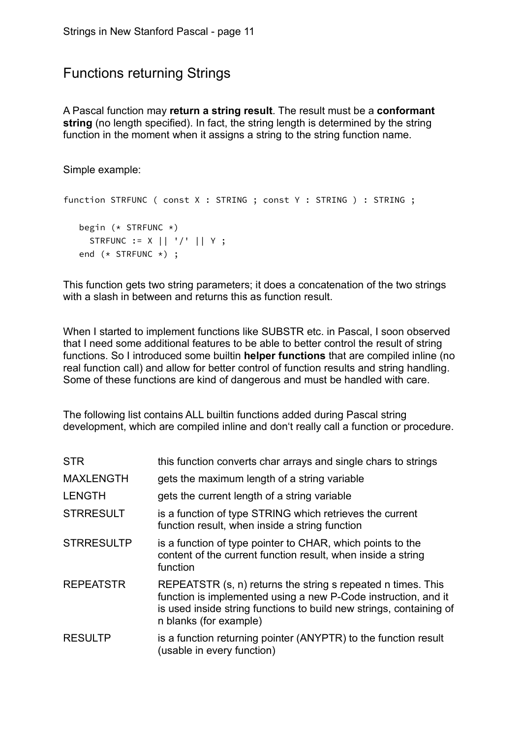## Functions returning Strings

A Pascal function may **return a string result**. The result must be a **conformant string** (no length specified). In fact, the string length is determined by the string function in the moment when it assigns a string to the string function name.

Simple example:

```
function STRFUNC ( const X : STRING ; const Y : STRING ) : STRING ;

   begin (* STRFUNC *)
     STRFUNC := X || '/' || Y ;
   end (* STRFUNC *) ;
```

This function gets two string parameters; it does a concatenation of the two strings with a slash in between and returns this as function result.

When I started to implement functions like SUBSTR etc. in Pascal, I soon observed that I need some additional features to be able to better control the result of string functions. So I introduced some builtin **helper functions** that are compiled inline (no real function call) and allow for better control of function results and string handling. Some of these functions are kind of dangerous and must be handled with care.

The following list contains ALL builtin functions added during Pascal string development, which are compiled inline and don't really call a function or procedure.

| | |
|---|---|
| STR | this function converts char arrays and single chars to strings |
| MAXLENGTH | gets the maximum length of a string variable |
| LENGTH | gets the current length of a string variable |
| STRRESULT | is a function of type STRING which retrieves the current function result, when inside a string function |
| STRRESULTP | is a function of type pointer to CHAR, which points to the content of the current function result, when inside a string function |
| REPEATSTR | REPEATSTR (s, n) returns the string s repeated n times. This function is implemented using a new P-Code instruction, and it is used inside string functions to build new strings, containing of n blanks (for example) |
| RESULTP | is a function returning pointer (ANYPTR) to the function result (usable in every function) |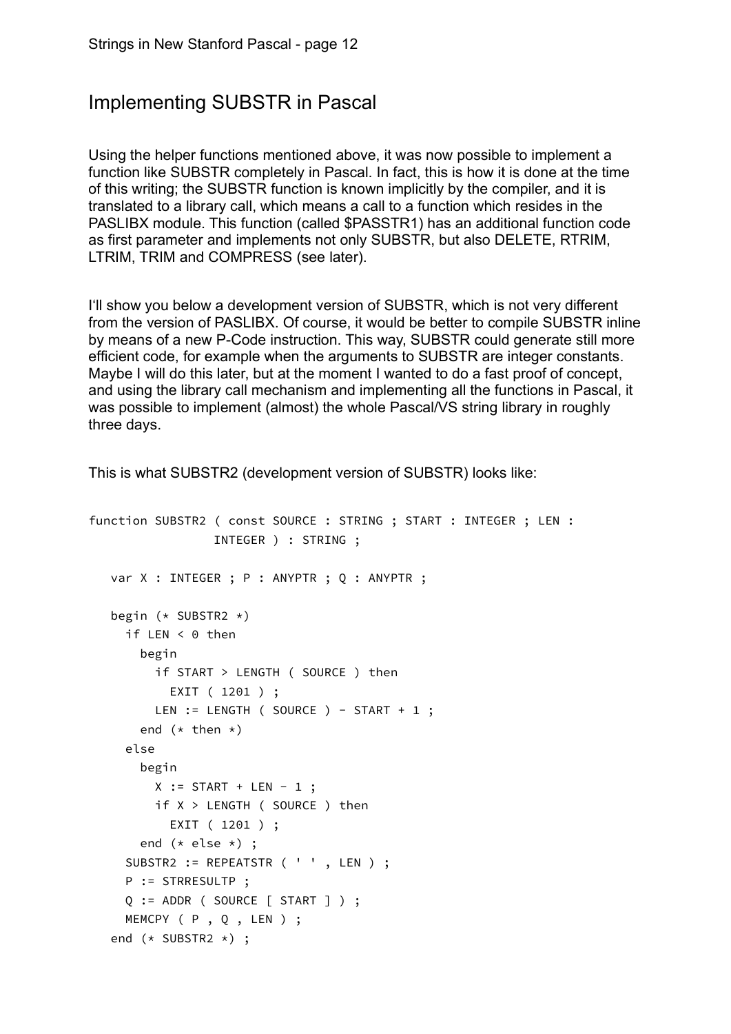## Implementing SUBSTR in Pascal

Using the helper functions mentioned above, it was now possible to implement a function like SUBSTR completely in Pascal. In fact, this is how it is done at the time of this writing; the SUBSTR function is known implicitly by the compiler, and it is translated to a library call, which means a call to a function which resides in the PASLIBX module. This function (called $PASSTR1) has an additional function code as first parameter and implements not only SUBSTR, but also DELETE, RTRIM, LTRIM, TRIM and COMPRESS (see later).

I'll show you below a development version of SUBSTR, which is not very different from the version of PASLIBX. Of course, it would be better to compile SUBSTR inline by means of a new P-Code instruction. This way, SUBSTR could generate still more efficient code, for example when the arguments to SUBSTR are integer constants. Maybe I will do this later, but at the moment I wanted to do a fast proof of concept, and using the library call mechanism and implementing all the functions in Pascal, it was possible to implement (almost) the whole Pascal/VS string library in roughly three days.

This is what SUBSTR2 (development version of SUBSTR) looks like:

```
function SUBSTR2 ( const SOURCE : STRING ; START : INTEGER ; LEN :
                 INTEGER ) : STRING ;

   var X : INTEGER ; P : ANYPTR ; Q : ANYPTR ;

   begin (* SUBSTR2 *)
     if LEN < 0 then
       begin
         if START > LENGTH ( SOURCE ) then
           EXIT ( 1201 ) ;
         LEN := LENGTH ( SOURCE ) - START + 1 ;
       end (* then *)
     else
       begin
         X := START + LEN - 1 ;
         if X > LENGTH ( SOURCE ) then
           EXIT ( 1201 ) ;
       end (* else *) ;
     SUBSTR2 := REPEATSTR ( ' ' , LEN ) ;
     P := STRRESULTP ;
     Q := ADDR ( SOURCE [ START ] ) ;
     MEMCPY ( P , Q , LEN ) ;
   end (* SUBSTR2 *) ;
```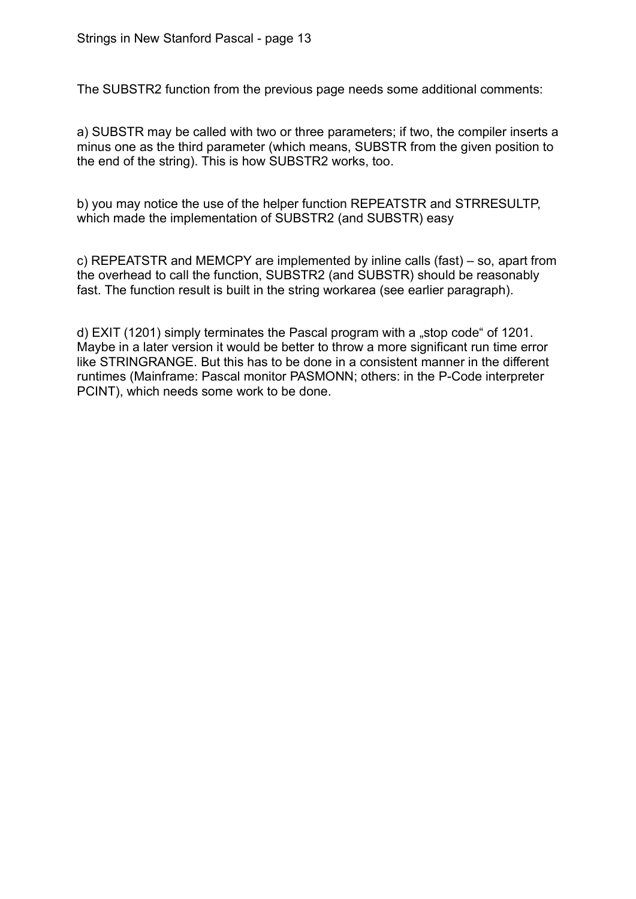The SUBSTR2 function from the previous page needs some additional comments:

a) SUBSTR may be called with two or three parameters; if two, the compiler inserts a minus one as the third parameter (which means, SUBSTR from the given position to the end of the string). This is how SUBSTR2 works, too.

b) you may notice the use of the helper function REPEATSTR and STRRESULTP, which made the implementation of SUBSTR2 (and SUBSTR) easy

c) REPEATSTR and MEMCPY are implemented by inline calls (fast) – so, apart from the overhead to call the function, SUBSTR2 (and SUBSTR) should be reasonably fast. The function result is built in the string workarea (see earlier paragraph).

d) EXIT (1201) simply terminates the Pascal program with a „stop code“ of 1201. Maybe in a later version it would be better to throw a more significant run time error like STRINGRANGE. But this has to be done in a consistent manner in the different runtimes (Mainframe: Pascal monitor PASMONN; others: in the P-Code interpreter PCINT), which needs some work to be done.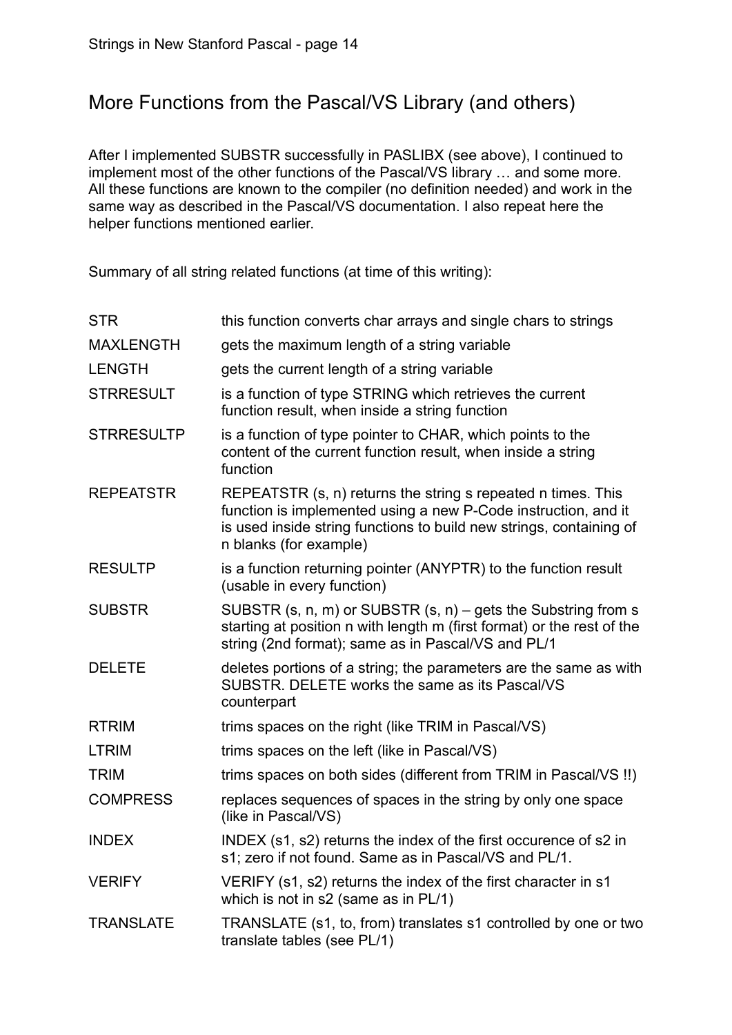## More Functions from the Pascal/VS Library (and others)

After I implemented SUBSTR successfully in PASLIBX (see above), I continued to implement most of the other functions of the Pascal/VS library … and some more. All these functions are known to the compiler (no definition needed) and work in the same way as described in the Pascal/VS documentation. I also repeat here the helper functions mentioned earlier.

Summary of all string related functions (at time of this writing):

| | |
|---|---|
| STR | this function converts char arrays and single chars to strings |
| MAXLENGTH | gets the maximum length of a string variable |
| LENGTH | gets the current length of a string variable |
| STRRESULT | is a function of type STRING which retrieves the current function result, when inside a string function |
| STRRESULTP | is a function of type pointer to CHAR, which points to the content of the current function result, when inside a string function |
| REPEATSTR | REPEATSTR (s, n) returns the string s repeated n times. This function is implemented using a new P-Code instruction, and it is used inside string functions to build new strings, containing of n blanks (for example) |
| RESULTP | is a function returning pointer (ANYPTR) to the function result (usable in every function) |
| SUBSTR | SUBSTR (s, n, m) or SUBSTR (s, n) – gets the Substring from s starting at position n with length m (first format) or the rest of the string (2nd format); same as in Pascal/VS and PL/1 |
| DELETE | deletes portions of a string; the parameters are the same as with SUBSTR. DELETE works the same as its Pascal/VS counterpart |
| RTRIM | trims spaces on the right (like TRIM in Pascal/VS) |
| LTRIM | trims spaces on the left (like in Pascal/VS) |
| TRIM | trims spaces on both sides (different from TRIM in Pascal/VS !!) |
| COMPRESS | replaces sequences of spaces in the string by only one space (like in Pascal/VS) |
| INDEX | INDEX (s1, s2) returns the index of the first occurence of s2 in s1; zero if not found. Same as in Pascal/VS and PL/1. |
| VERIFY | VERIFY (s1, s2) returns the index of the first character in s1 which is not in s2 (same as in PL/1) |
| TRANSLATE | TRANSLATE (s1, to, from) translates s1 controlled by one or two translate tables (see PL/1) |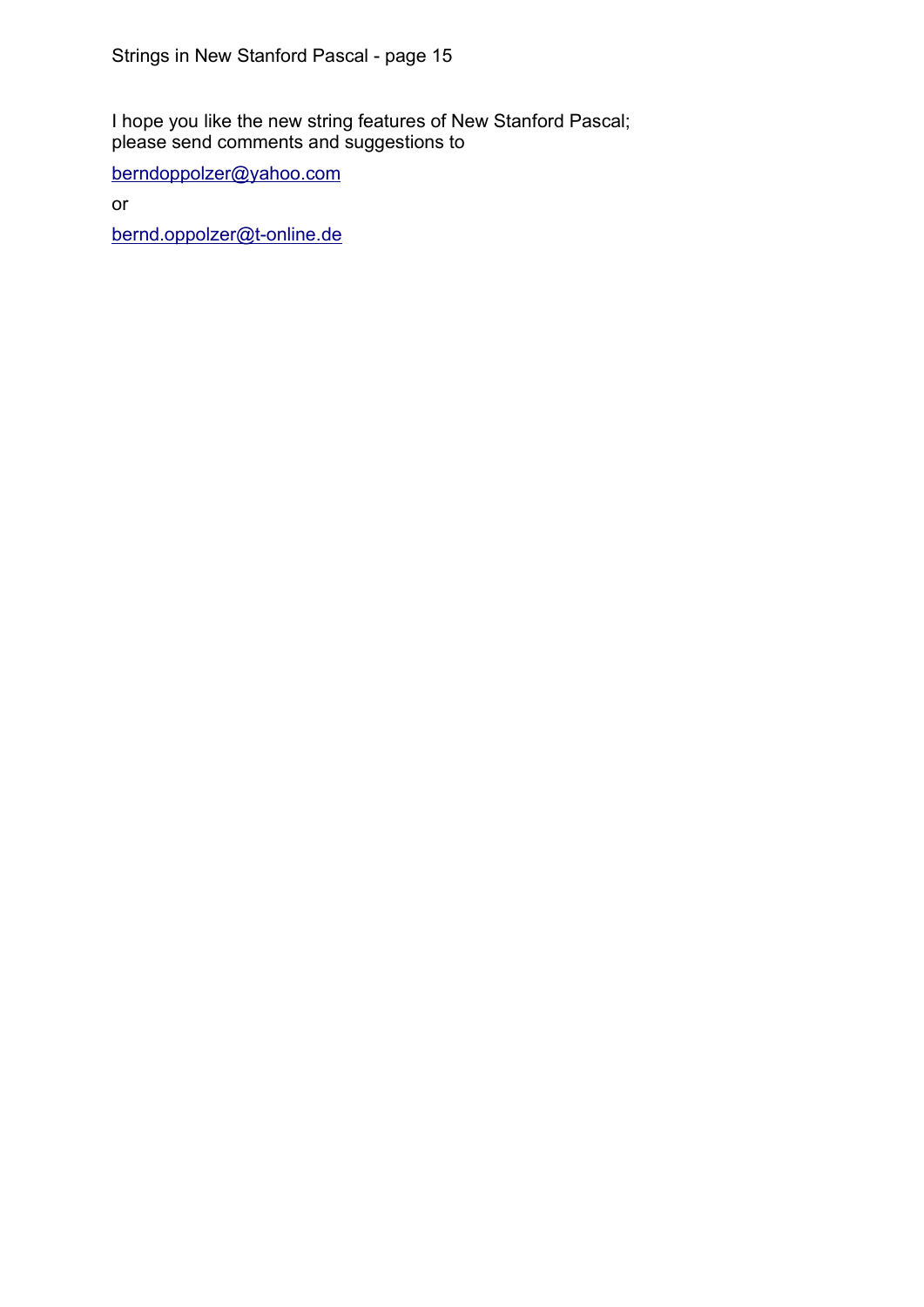I hope you like the new string features of New Stanford Pascal;
please send comments and suggestions to

berndoppolzer@yahoo.com

or

bernd.oppolzer@t-online.de